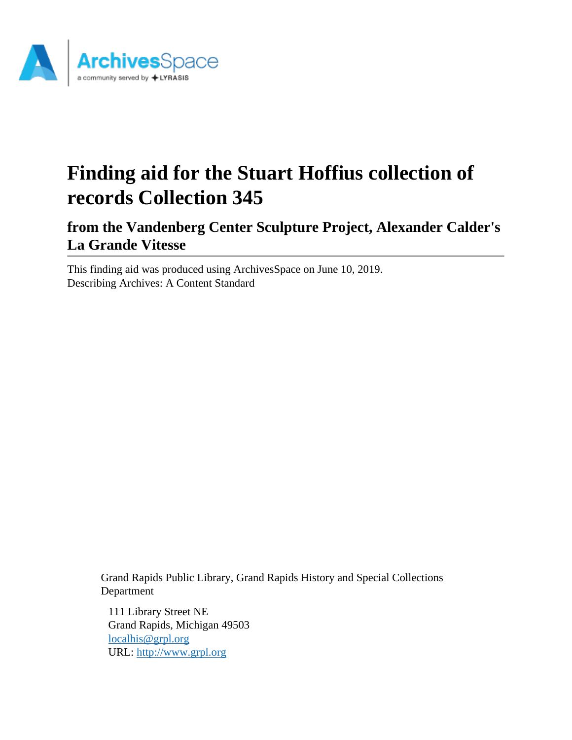# Finding aid for the Stuart Hoffius collection of records Collection 345

## from the Vandenberg Center Sculpture Project, Alexander Calder's La Grande Vitesse

This finding aid was produced using ArchivesSpace on June 10, 2019.
Describing Archives: A Content Standard

Grand Rapids Public Library, Grand Rapids History and Special Collections Department

111 Library Street NE
Grand Rapids, Michigan 49503
localhis@grpl.org
URL: http://www.grpl.org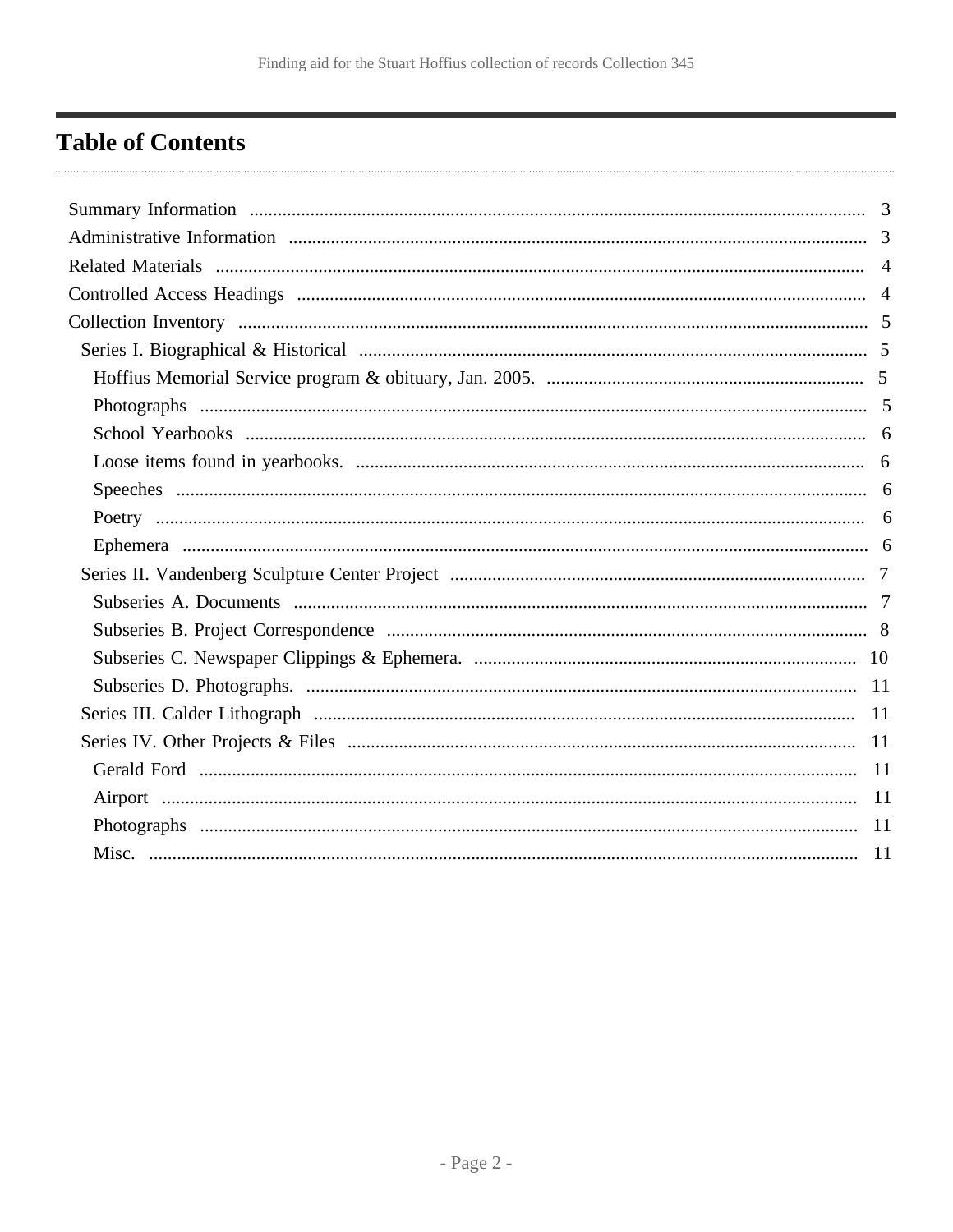# Table of Contents

- Summary Information ........ 3
- Administrative Information ........ 3
- Related Materials ........ 4
- Controlled Access Headings ........ 4
- Collection Inventory ........ 5
  - Series I. Biographical & Historical ........ 5
    - Hoffius Memorial Service program & obituary, Jan. 2005. ........ 5
    - Photographs ........ 5
    - School Yearbooks ........ 6
    - Loose items found in yearbooks. ........ 6
    - Speeches ........ 6
    - Poetry ........ 6
    - Ephemera ........ 6
  - Series II. Vandenberg Sculpture Center Project ........ 7
    - Subseries A. Documents ........ 7
    - Subseries B. Project Correspondence ........ 8
    - Subseries C. Newspaper Clippings & Ephemera. ........ 10
    - Subseries D. Photographs. ........ 11
  - Series III. Calder Lithograph ........ 11
  - Series IV. Other Projects & Files ........ 11
    - Gerald Ford ........ 11
    - Airport ........ 11
    - Photographs ........ 11
    - Misc. ........ 11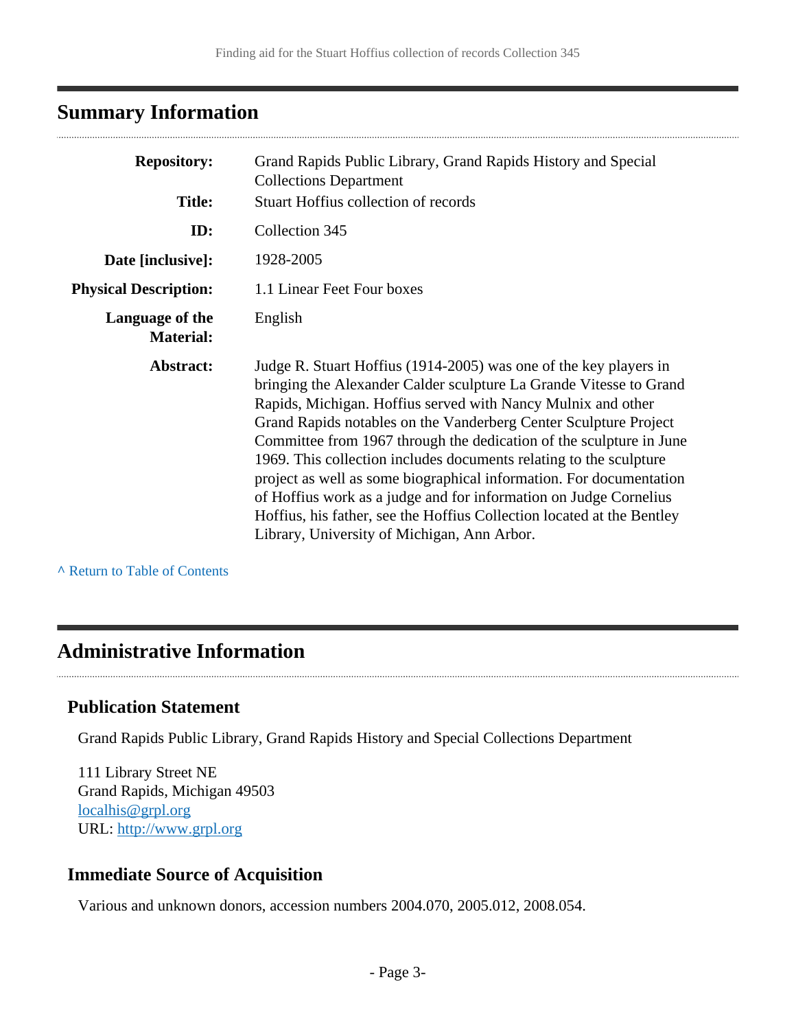## Summary Information

| | |
|---|---|
| **Repository:** | Grand Rapids Public Library, Grand Rapids History and Special Collections Department |
| **Title:** | Stuart Hoffius collection of records |
| **ID:** | Collection 345 |
| **Date [inclusive]:** | 1928-2005 |
| **Physical Description:** | 1.1 Linear Feet Four boxes |
| **Language of the Material:** | English |
| **Abstract:** | Judge R. Stuart Hoffius (1914-2005) was one of the key players in bringing the Alexander Calder sculpture La Grande Vitesse to Grand Rapids, Michigan. Hoffius served with Nancy Mulnix and other Grand Rapids notables on the Vanderberg Center Sculpture Project Committee from 1967 through the dedication of the sculpture in June 1969. This collection includes documents relating to the sculpture project as well as some biographical information. For documentation of Hoffius work as a judge and for information on Judge Cornelius Hoffius, his father, see the Hoffius Collection located at the Bentley Library, University of Michigan, Ann Arbor. |

^ Return to Table of Contents

## Administrative Information

### Publication Statement

Grand Rapids Public Library, Grand Rapids History and Special Collections Department

111 Library Street NE
Grand Rapids, Michigan 49503
localhis@grpl.org
URL: http://www.grpl.org

### Immediate Source of Acquisition

Various and unknown donors, accession numbers 2004.070, 2005.012, 2008.054.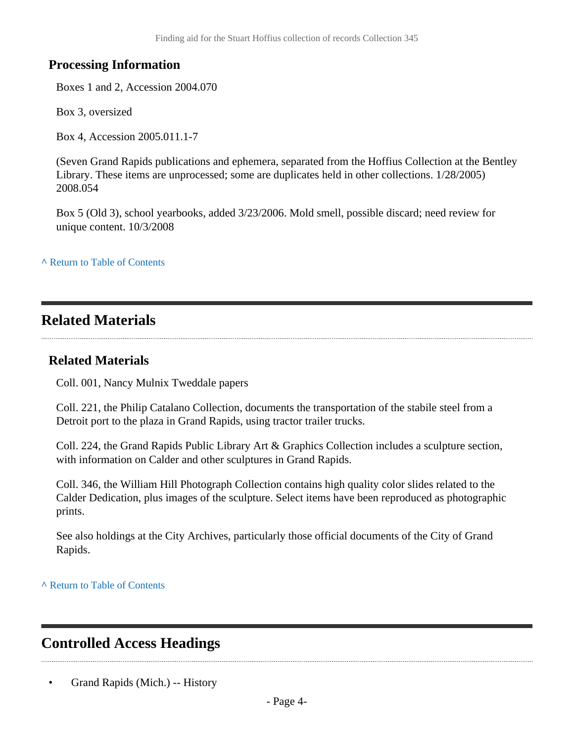### Processing Information

Boxes 1 and 2, Accession 2004.070

Box 3, oversized

Box 4, Accession 2005.011.1-7

(Seven Grand Rapids publications and ephemera, separated from the Hoffius Collection at the Bentley Library. These items are unprocessed; some are duplicates held in other collections. 1/28/2005) 2008.054

Box 5 (Old 3), school yearbooks, added 3/23/2006. Mold smell, possible discard; need review for unique content. 10/3/2008

^ Return to Table of Contents

## Related Materials

### Related Materials

Coll. 001, Nancy Mulnix Tweddale papers

Coll. 221, the Philip Catalano Collection, documents the transportation of the stabile steel from a Detroit port to the plaza in Grand Rapids, using tractor trailer trucks.

Coll. 224, the Grand Rapids Public Library Art & Graphics Collection includes a sculpture section, with information on Calder and other sculptures in Grand Rapids.

Coll. 346, the William Hill Photograph Collection contains high quality color slides related to the Calder Dedication, plus images of the sculpture. Select items have been reproduced as photographic prints.

See also holdings at the City Archives, particularly those official documents of the City of Grand Rapids.

^ Return to Table of Contents

## Controlled Access Headings

- Grand Rapids (Mich.) -- History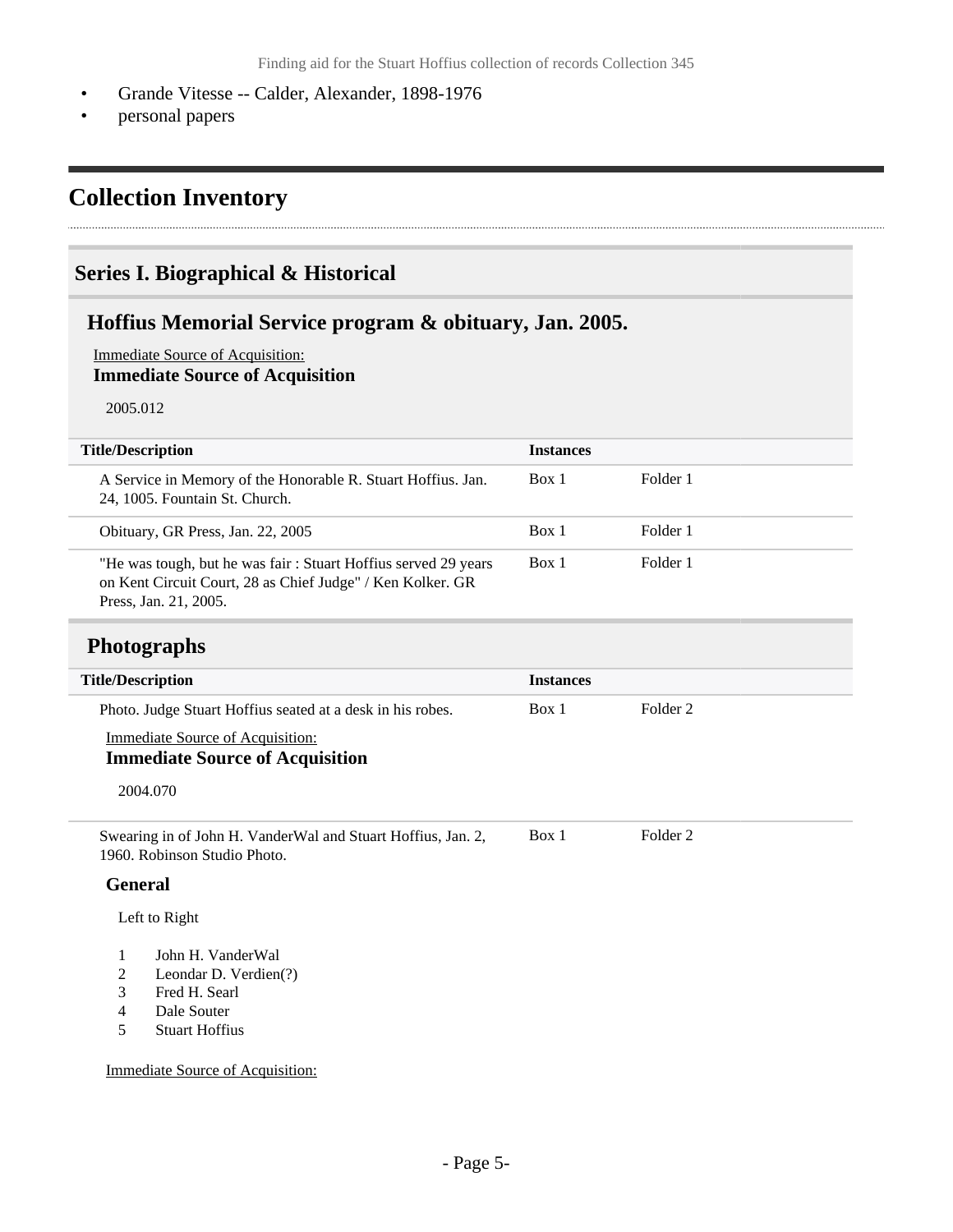- Grande Vitesse -- Calder, Alexander, 1898-1976
- personal papers

# Collection Inventory

## Series I. Biographical & Historical

### Hoffius Memorial Service program & obituary, Jan. 2005.

Immediate Source of Acquisition:

**Immediate Source of Acquisition**

2005.012

| Title/Description | Instances | |
|---|---|---|
| A Service in Memory of the Honorable R. Stuart Hoffius. Jan. 24, 1005. Fountain St. Church. | Box 1 | Folder 1 |
| Obituary, GR Press, Jan. 22, 2005 | Box 1 | Folder 1 |
| "He was tough, but he was fair : Stuart Hoffius served 29 years on Kent Circuit Court, 28 as Chief Judge" / Ken Kolker. GR Press, Jan. 21, 2005. | Box 1 | Folder 1 |

### Photographs

| Title/Description | Instances | |
|---|---|---|
| Photo. Judge Stuart Hoffius seated at a desk in his robes. | Box 1 | Folder 2 |

Immediate Source of Acquisition:

**Immediate Source of Acquisition**

2004.070

| Title/Description | Instances | |
|---|---|---|
| Swearing in of John H. VanderWal and Stuart Hoffius, Jan. 2, 1960. Robinson Studio Photo. | Box 1 | Folder 2 |

**General**

Left to Right

1. John H. VanderWal
2. Leondar D. Verdien(?)
3. Fred H. Searl
4. Dale Souter
5. Stuart Hoffius

Immediate Source of Acquisition: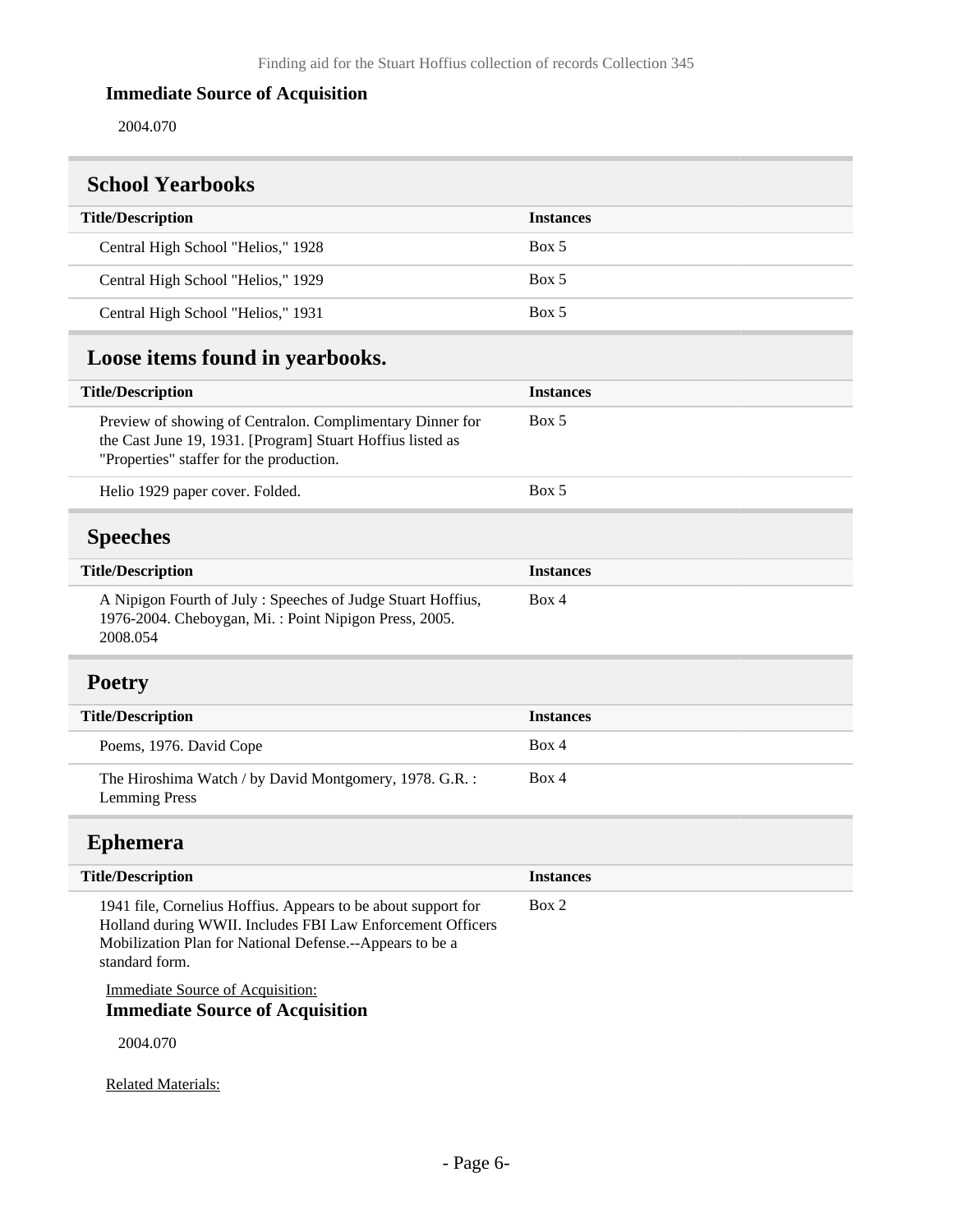**Immediate Source of Acquisition**

2004.070

## School Yearbooks

| Title/Description | Instances |
| --- | --- |
| Central High School "Helios," 1928 | Box 5 |
| Central High School "Helios," 1929 | Box 5 |
| Central High School "Helios," 1931 | Box 5 |

## Loose items found in yearbooks.

| Title/Description | Instances |
| --- | --- |
| Preview of showing of Centralon. Complimentary Dinner for the Cast June 19, 1931. [Program] Stuart Hoffius listed as "Properties" staffer for the production. | Box 5 |
| Helio 1929 paper cover. Folded. | Box 5 |

## Speeches

| Title/Description | Instances |
| --- | --- |
| A Nipigon Fourth of July : Speeches of Judge Stuart Hoffius, 1976-2004. Cheboygan, Mi. : Point Nipigon Press, 2005. 2008.054 | Box 4 |

## Poetry

| Title/Description | Instances |
| --- | --- |
| Poems, 1976. David Cope | Box 4 |
| The Hiroshima Watch / by David Montgomery, 1978. G.R. : Lemming Press | Box 4 |

## Ephemera

| Title/Description | Instances |
| --- | --- |
| 1941 file, Cornelius Hoffius. Appears to be about support for Holland during WWII. Includes FBI Law Enforcement Officers Mobilization Plan for National Defense.--Appears to be a standard form. | Box 2 |

Immediate Source of Acquisition:

**Immediate Source of Acquisition**

2004.070

Related Materials: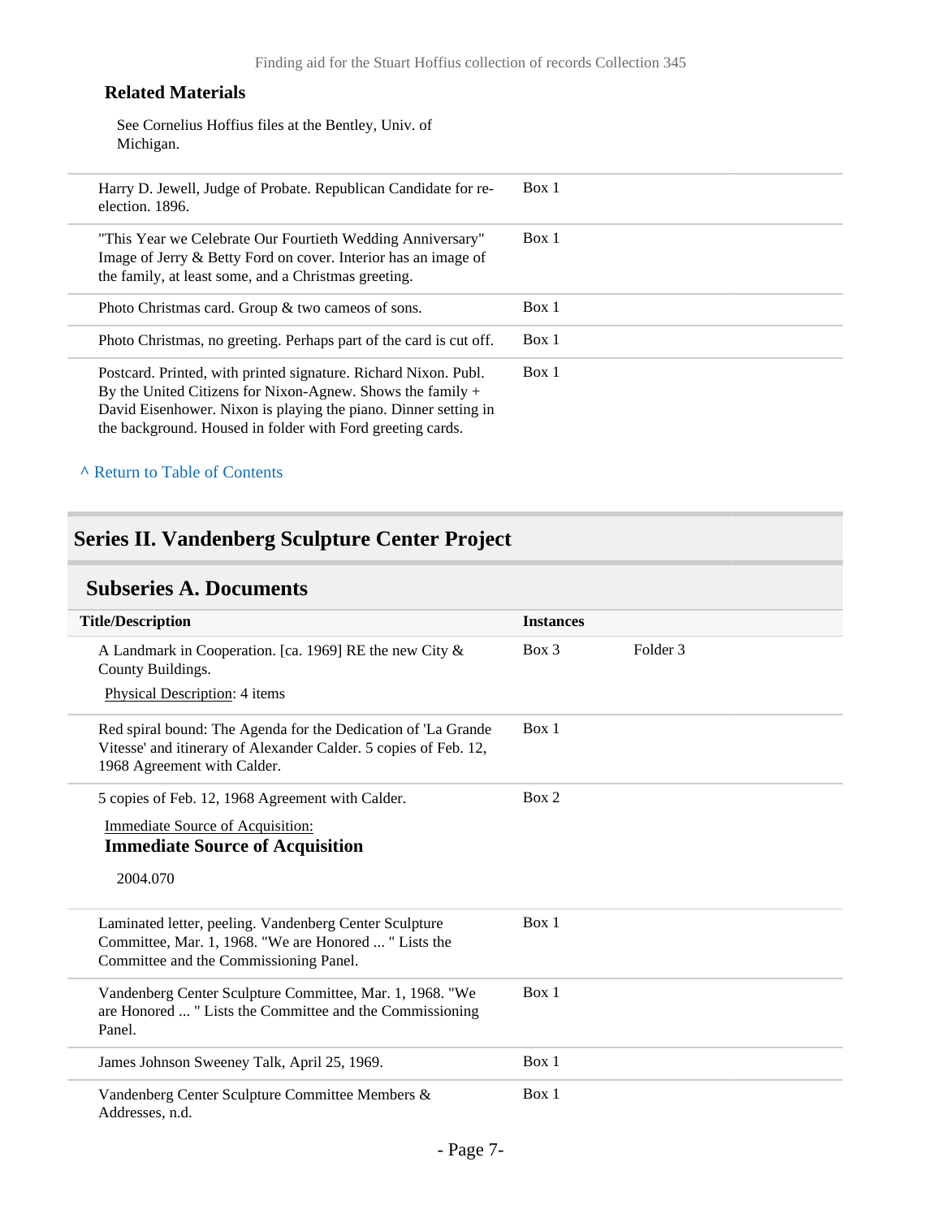### Related Materials

See Cornelius Hoffius files at the Bentley, Univ. of Michigan.

| | |
|---|---|
| Harry D. Jewell, Judge of Probate. Republican Candidate for re-election. 1896. | Box 1 |
| "This Year we Celebrate Our Fourtieth Wedding Anniversary" Image of Jerry & Betty Ford on cover. Interior has an image of the family, at least some, and a Christmas greeting. | Box 1 |
| Photo Christmas card. Group & two cameos of sons. | Box 1 |
| Photo Christmas, no greeting. Perhaps part of the card is cut off. | Box 1 |
| Postcard. Printed, with printed signature. Richard Nixon. Publ. By the United Citizens for Nixon-Agnew. Shows the family + David Eisenhower. Nixon is playing the piano. Dinner setting in the background. Housed in folder with Ford greeting cards. | Box 1 |

^ Return to Table of Contents

## Series II. Vandenberg Sculpture Center Project

### Subseries A. Documents

| Title/Description | Instances | |
|---|---|---|
| A Landmark in Cooperation. [ca. 1969] RE the new City & County Buildings.<br>Physical Description: 4 items | Box 3 | Folder 3 |
| Red spiral bound: The Agenda for the Dedication of 'La Grande Vitesse' and itinerary of Alexander Calder. 5 copies of Feb. 12, 1968 Agreement with Calder. | Box 1 | |
| 5 copies of Feb. 12, 1968 Agreement with Calder.<br>Immediate Source of Acquisition:<br>**Immediate Source of Acquisition**<br>2004.070 | Box 2 | |
| Laminated letter, peeling. Vandenberg Center Sculpture Committee, Mar. 1, 1968. "We are Honored ... " Lists the Committee and the Commissioning Panel. | Box 1 | |
| Vandenberg Center Sculpture Committee, Mar. 1, 1968. "We are Honored ... " Lists the Committee and the Commissioning Panel. | Box 1 | |
| James Johnson Sweeney Talk, April 25, 1969. | Box 1 | |
| Vandenberg Center Sculpture Committee Members & Addresses, n.d. | Box 1 | |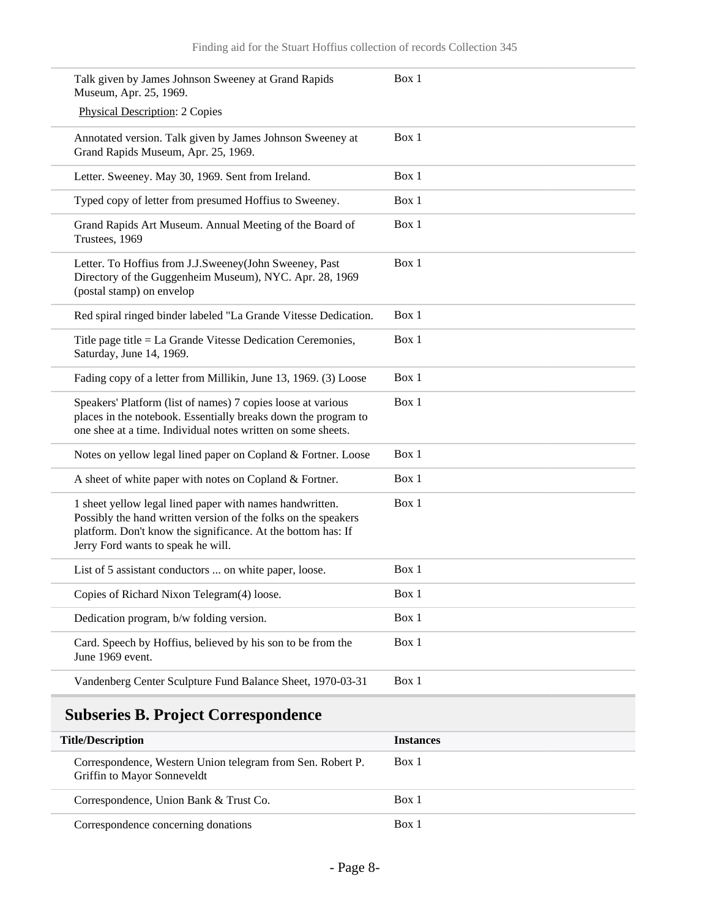| | |
|---|---|
| Talk given by James Johnson Sweeney at Grand Rapids Museum, Apr. 25, 1969.<br>Physical Description: 2 Copies | Box 1 |
| Annotated version. Talk given by James Johnson Sweeney at Grand Rapids Museum, Apr. 25, 1969. | Box 1 |
| Letter. Sweeney. May 30, 1969. Sent from Ireland. | Box 1 |
| Typed copy of letter from presumed Hoffius to Sweeney. | Box 1 |
| Grand Rapids Art Museum. Annual Meeting of the Board of Trustees, 1969 | Box 1 |
| Letter. To Hoffius from J.J.Sweeney(John Sweeney, Past Directory of the Guggenheim Museum), NYC. Apr. 28, 1969 (postal stamp) on envelop | Box 1 |
| Red spiral ringed binder labeled "La Grande Vitesse Dedication. | Box 1 |
| Title page title = La Grande Vitesse Dedication Ceremonies, Saturday, June 14, 1969. | Box 1 |
| Fading copy of a letter from Millikin, June 13, 1969. (3) Loose | Box 1 |
| Speakers' Platform (list of names) 7 copies loose at various places in the notebook. Essentially breaks down the program to one shee at a time. Individual notes written on some sheets. | Box 1 |
| Notes on yellow legal lined paper on Copland & Fortner. Loose | Box 1 |
| A sheet of white paper with notes on Copland & Fortner. | Box 1 |
| 1 sheet yellow legal lined paper with names handwritten. Possibly the hand written version of the folks on the speakers platform. Don't know the significance. At the bottom has: If Jerry Ford wants to speak he will. | Box 1 |
| List of 5 assistant conductors ... on white paper, loose. | Box 1 |
| Copies of Richard Nixon Telegram(4) loose. | Box 1 |
| Dedication program, b/w folding version. | Box 1 |
| Card. Speech by Hoffius, believed by his son to be from the June 1969 event. | Box 1 |
| Vandenberg Center Sculpture Fund Balance Sheet, 1970-03-31 | Box 1 |

## Subseries B. Project Correspondence

| Title/Description | Instances |
|---|---|
| Correspondence, Western Union telegram from Sen. Robert P. Griffin to Mayor Sonneveldt | Box 1 |
| Correspondence, Union Bank & Trust Co. | Box 1 |
| Correspondence concerning donations | Box 1 |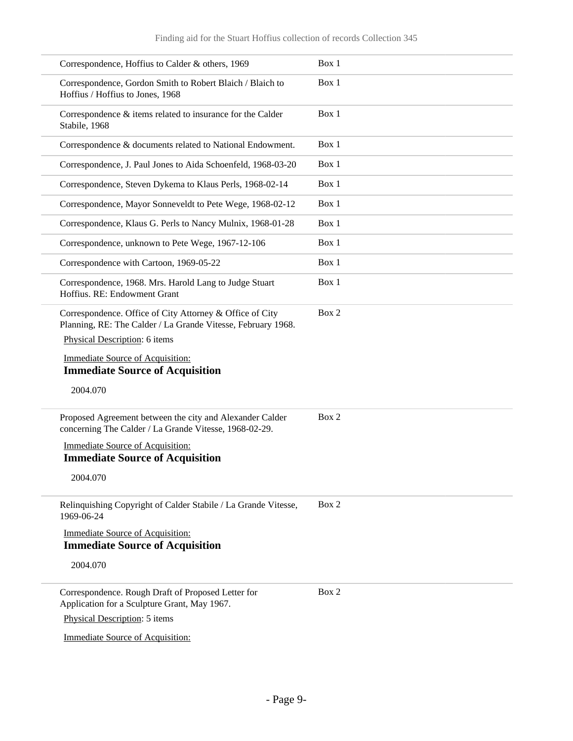| | |
|---|---|
| Correspondence, Hoffius to Calder & others, 1969 | Box 1 |
| Correspondence, Gordon Smith to Robert Blaich / Blaich to Hoffius / Hoffius to Jones, 1968 | Box 1 |
| Correspondence & items related to insurance for the Calder Stabile, 1968 | Box 1 |
| Correspondence & documents related to National Endowment. | Box 1 |
| Correspondence, J. Paul Jones to Aida Schoenfeld, 1968-03-20 | Box 1 |
| Correspondence, Steven Dykema to Klaus Perls, 1968-02-14 | Box 1 |
| Correspondence, Mayor Sonneveldt to Pete Wege, 1968-02-12 | Box 1 |
| Correspondence, Klaus G. Perls to Nancy Mulnix, 1968-01-28 | Box 1 |
| Correspondence, unknown to Pete Wege, 1967-12-106 | Box 1 |
| Correspondence with Cartoon, 1969-05-22 | Box 1 |
| Correspondence, 1968. Mrs. Harold Lang to Judge Stuart Hoffius. RE: Endowment Grant | Box 1 |

Correspondence. Office of City Attorney & Office of City Planning, RE: The Calder / La Grande Vitesse, February 1968. — Box 2

Physical Description: 6 items

Immediate Source of Acquisition:

**Immediate Source of Acquisition**

2004.070

Proposed Agreement between the city and Alexander Calder concerning The Calder / La Grande Vitesse, 1968-02-29. — Box 2

Immediate Source of Acquisition:

**Immediate Source of Acquisition**

2004.070

Relinquishing Copyright of Calder Stabile / La Grande Vitesse, 1969-06-24 — Box 2

Immediate Source of Acquisition:

**Immediate Source of Acquisition**

2004.070

Correspondence. Rough Draft of Proposed Letter for Application for a Sculpture Grant, May 1967. — Box 2

Physical Description: 5 items

Immediate Source of Acquisition: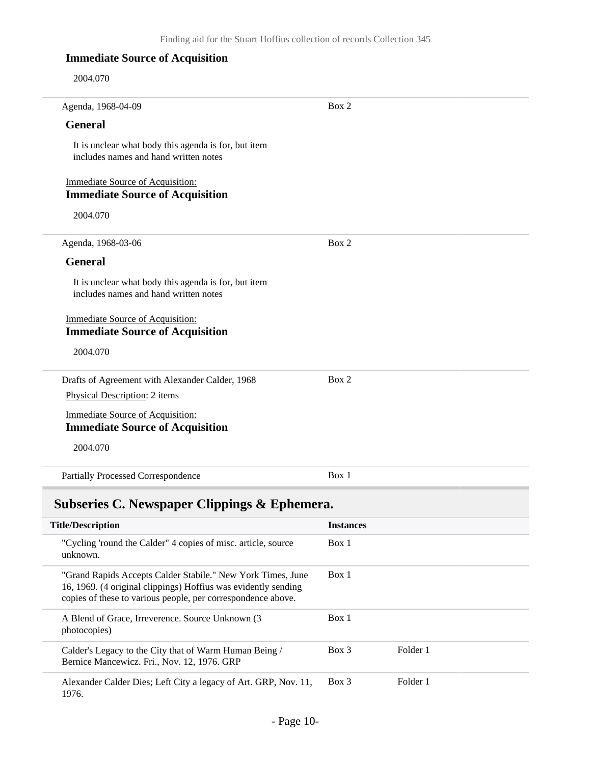### Immediate Source of Acquisition

2004.070

| | | |
|---|---|---|
| Agenda, 1968-04-09 | Box 2 | |

**General**

It is unclear what body this agenda is for, but item includes names and hand written notes

Immediate Source of Acquisition:

### Immediate Source of Acquisition

2004.070

| | | |
|---|---|---|
| Agenda, 1968-03-06 | Box 2 | |

**General**

It is unclear what body this agenda is for, but item includes names and hand written notes

Immediate Source of Acquisition:

### Immediate Source of Acquisition

2004.070

| | | |
|---|---|---|
| Drafts of Agreement with Alexander Calder, 1968 | Box 2 | |

Physical Description: 2 items

Immediate Source of Acquisition:

### Immediate Source of Acquisition

2004.070

| | | |
|---|---|---|
| Partially Processed Correspondence | Box 1 | |

## Subseries C. Newspaper Clippings & Ephemera.

| Title/Description | Instances | |
|---|---|---|
| "Cycling 'round the Calder" 4 copies of misc. article, source unknown. | Box 1 | |
| "Grand Rapids Accepts Calder Stabile." New York Times, June 16, 1969. (4 original clippings) Hoffius was evidently sending copies of these to various people, per correspondence above. | Box 1 | |
| A Blend of Grace, Irreverence. Source Unknown (3 photocopies) | Box 1 | |
| Calder's Legacy to the City that of Warm Human Being / Bernice Mancewicz. Fri., Nov. 12, 1976. GRP | Box 3 | Folder 1 |
| Alexander Calder Dies; Left City a legacy of Art. GRP, Nov. 11, 1976. | Box 3 | Folder 1 |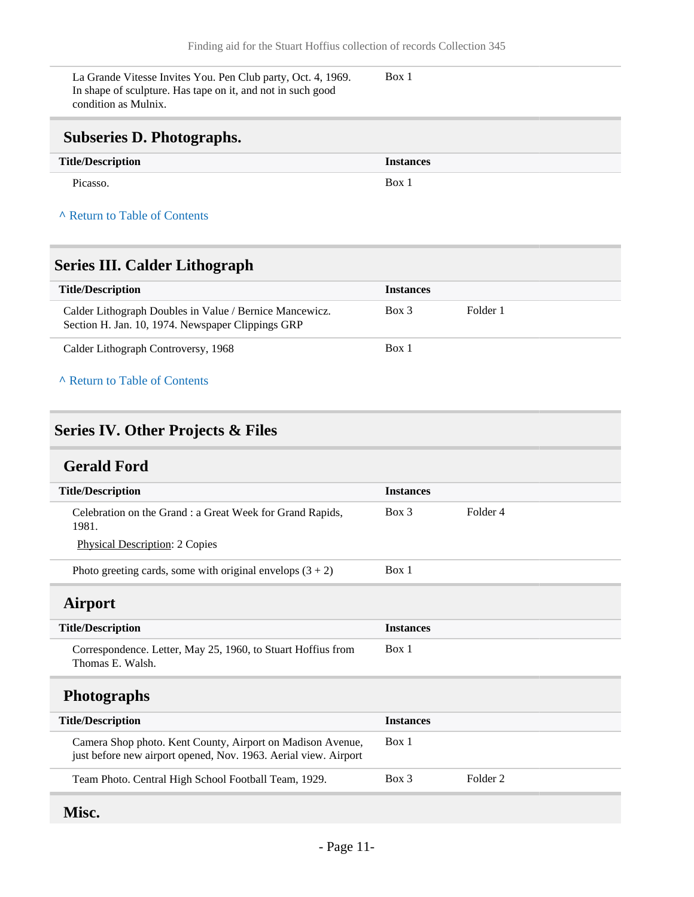| | | |
|---|---|---|
| La Grande Vitesse Invites You. Pen Club party, Oct. 4, 1969. In shape of sculpture. Has tape on it, and not in such good condition as Mulnix. | Box 1 | |

### Subseries D. Photographs.

| Title/Description | Instances | |
|---|---|---|
| Picasso. | Box 1 | |

^ Return to Table of Contents

## Series III. Calder Lithograph

| Title/Description | Instances | |
|---|---|---|
| Calder Lithograph Doubles in Value / Bernice Mancewicz. Section H. Jan. 10, 1974. Newspaper Clippings GRP | Box 3 | Folder 1 |
| Calder Lithograph Controversy, 1968 | Box 1 | |

^ Return to Table of Contents

## Series IV. Other Projects & Files

### Gerald Ford

| Title/Description | Instances | |
|---|---|---|
| Celebration on the Grand : a Great Week for Grand Rapids, 1981. Physical Description: 2 Copies | Box 3 | Folder 4 |
| Photo greeting cards, some with original envelops (3 + 2) | Box 1 | |

### Airport

| Title/Description | Instances | |
|---|---|---|
| Correspondence. Letter, May 25, 1960, to Stuart Hoffius from Thomas E. Walsh. | Box 1 | |

### Photographs

| Title/Description | Instances | |
|---|---|---|
| Camera Shop photo. Kent County, Airport on Madison Avenue, just before new airport opened, Nov. 1963. Aerial view. Airport | Box 1 | |
| Team Photo. Central High School Football Team, 1929. | Box 3 | Folder 2 |

### Misc.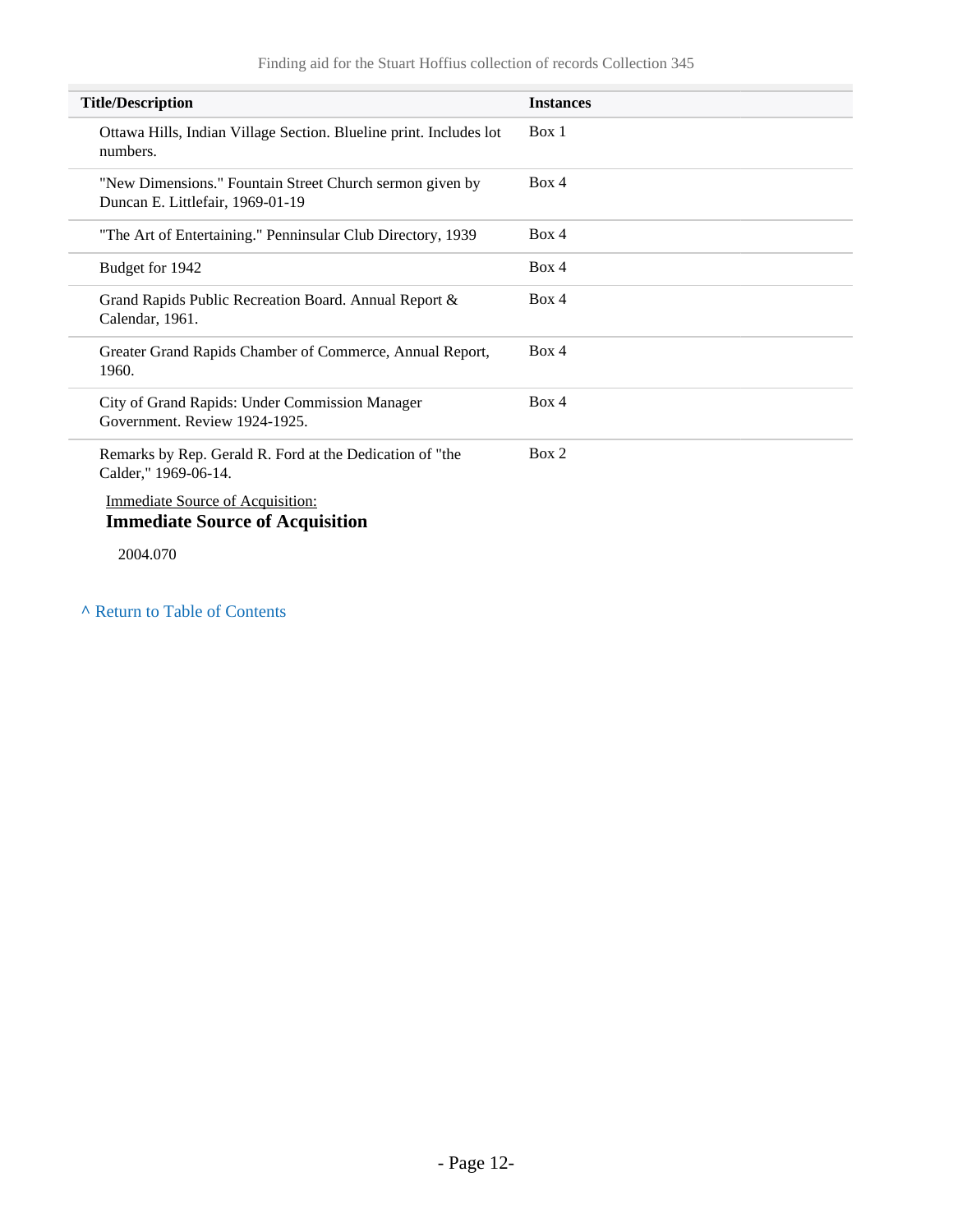| Title/Description | Instances |
|---|---|
| Ottawa Hills, Indian Village Section. Blueline print. Includes lot numbers. | Box 1 |
| "New Dimensions." Fountain Street Church sermon given by Duncan E. Littlefair, 1969-01-19 | Box 4 |
| "The Art of Entertaining." Penninsular Club Directory, 1939 | Box 4 |
| Budget for 1942 | Box 4 |
| Grand Rapids Public Recreation Board. Annual Report & Calendar, 1961. | Box 4 |
| Greater Grand Rapids Chamber of Commerce, Annual Report, 1960. | Box 4 |
| City of Grand Rapids: Under Commission Manager Government. Review 1924-1925. | Box 4 |
| Remarks by Rep. Gerald R. Ford at the Dedication of "the Calder," 1969-06-14. | Box 2 |

Immediate Source of Acquisition:

### Immediate Source of Acquisition

2004.070

^ Return to Table of Contents